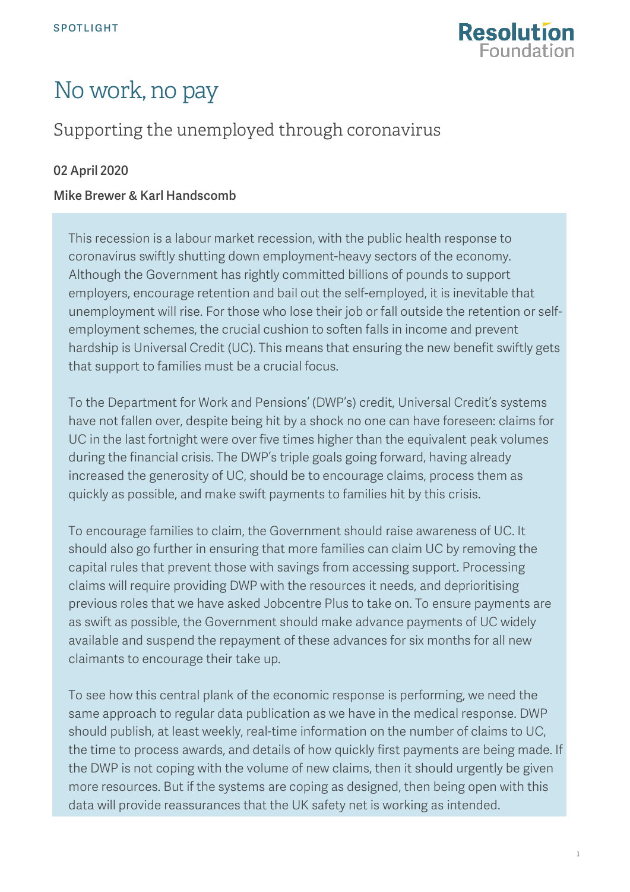SPOTLIGHT

# No work, no pay

## Supporting the unemployed through coronavirus

**02 April 2020**

**Mike Brewer & Karl Handscomb**

This recession is a labour market recession, with the public health response to coronavirus swiftly shutting down employment-heavy sectors of the economy. Although the Government has rightly committed billions of pounds to support employers, encourage retention and bail out the self-employed, it is inevitable that unemployment will rise. For those who lose their job or fall outside the retention or self-employment schemes, the crucial cushion to soften falls in income and prevent hardship is Universal Credit (UC). This means that ensuring the new benefit swiftly gets that support to families must be a crucial focus.

To the Department for Work and Pensions' (DWP's) credit, Universal Credit's systems have not fallen over, despite being hit by a shock no one can have foreseen: claims for UC in the last fortnight were over five times higher than the equivalent peak volumes during the financial crisis. The DWP's triple goals going forward, having already increased the generosity of UC, should be to encourage claims, process them as quickly as possible, and make swift payments to families hit by this crisis.

To encourage families to claim, the Government should raise awareness of UC. It should also go further in ensuring that more families can claim UC by removing the capital rules that prevent those with savings from accessing support. Processing claims will require providing DWP with the resources it needs, and deprioritising previous roles that we have asked Jobcentre Plus to take on. To ensure payments are as swift as possible, the Government should make advance payments of UC widely available and suspend the repayment of these advances for six months for all new claimants to encourage their take up.

To see how this central plank of the economic response is performing, we need the same approach to regular data publication as we have in the medical response. DWP should publish, at least weekly, real-time information on the number of claims to UC, the time to process awards, and details of how quickly first payments are being made. If the DWP is not coping with the volume of new claims, then it should urgently be given more resources. But if the systems are coping as designed, then being open with this data will provide reassurances that the UK safety net is working as intended.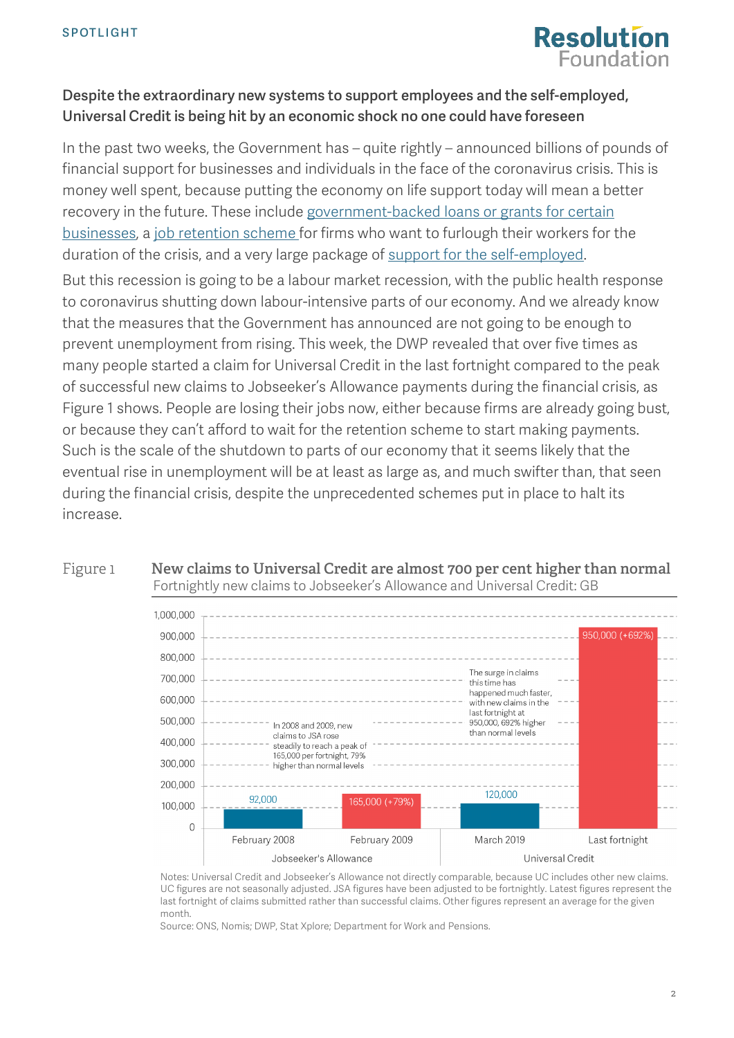### Despite the extraordinary new systems to support employees and the self-employed, Universal Credit is being hit by an economic shock no one could have foreseen

In the past two weeks, the Government has – quite rightly – announced billions of pounds of financial support for businesses and individuals in the face of the coronavirus crisis. This is money well spent, because putting the economy on life support today will mean a better recovery in the future. These include government-backed loans or grants for certain businesses, a job retention scheme for firms who want to furlough their workers for the duration of the crisis, and a very large package of support for the self-employed.

But this recession is going to be a labour market recession, with the public health response to coronavirus shutting down labour-intensive parts of our economy. And we already know that the measures that the Government has announced are not going to be enough to prevent unemployment from rising. This week, the DWP revealed that over five times as many people started a claim for Universal Credit in the last fortnight compared to the peak of successful new claims to Jobseeker's Allowance payments during the financial crisis, as Figure 1 shows. People are losing their jobs now, either because firms are already going bust, or because they can't afford to wait for the retention scheme to start making payments. Such is the scale of the shutdown to parts of our economy that it seems likely that the eventual rise in unemployment will be at least as large as, and much swifter than, that seen during the financial crisis, despite the unprecedented schemes put in place to halt its increase.

**Figure 1: New claims to Universal Credit are almost 700 per cent higher than normal**

Fortnightly new claims to Jobseeker's Allowance and Universal Credit: GB

| Benefit | Period | New claims |
|---|---|---|
| Jobseeker's Allowance | February 2008 | 92,000 |
| Jobseeker's Allowance | February 2009 | 165,000 (+79%) |
| Universal Credit | March 2019 | 120,000 |
| Universal Credit | Last fortnight | 950,000 (+692%) |

In 2008 and 2009, new claims to JSA rose steadily to reach a peak of 165,000 per fortnight, 79% higher than normal levels

The surge in claims this time has happened much faster, with new claims in the last fortnight at 950,000, 692% higher than normal levels

Notes: Universal Credit and Jobseeker's Allowance not directly comparable, because UC includes other new claims. UC figures are not seasonally adjusted. JSA figures have been adjusted to be fortnightly. Latest figures represent the last fortnight of claims submitted rather than successful claims. Other figures represent an average for the given month.

Source: ONS, Nomis; DWP, Stat Xplore; Department for Work and Pensions.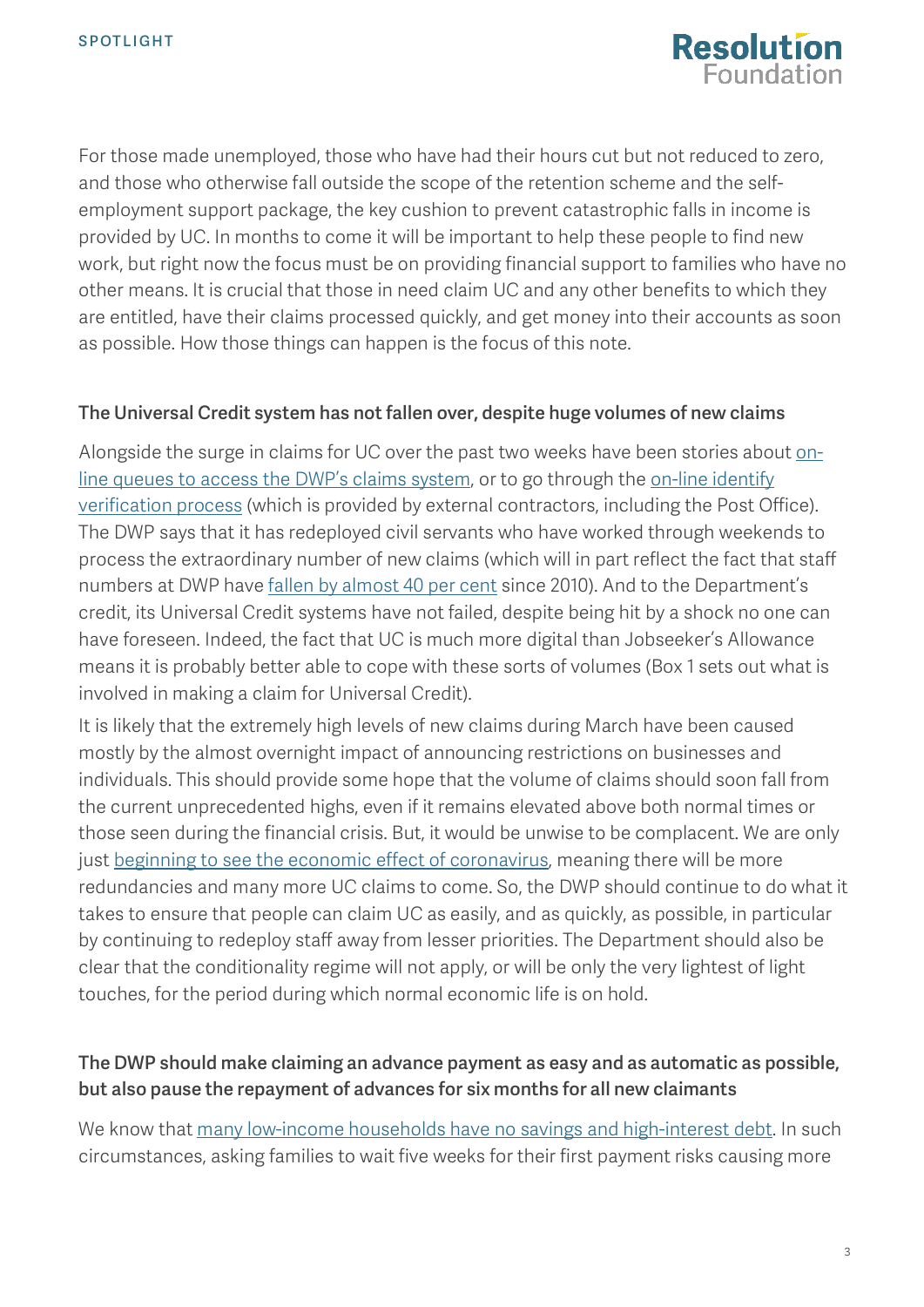For those made unemployed, those who have had their hours cut but not reduced to zero, and those who otherwise fall outside the scope of the retention scheme and the self-employment support package, the key cushion to prevent catastrophic falls in income is provided by UC. In months to come it will be important to help these people to find new work, but right now the focus must be on providing financial support to families who have no other means. It is crucial that those in need claim UC and any other benefits to which they are entitled, have their claims processed quickly, and get money into their accounts as soon as possible. How those things can happen is the focus of this note.

## The Universal Credit system has not fallen over, despite huge volumes of new claims

Alongside the surge in claims for UC over the past two weeks have been stories about on-line queues to access the DWP's claims system, or to go through the on-line identify verification process (which is provided by external contractors, including the Post Office). The DWP says that it has redeployed civil servants who have worked through weekends to process the extraordinary number of new claims (which will in part reflect the fact that staff numbers at DWP have fallen by almost 40 per cent since 2010). And to the Department's credit, its Universal Credit systems have not failed, despite being hit by a shock no one can have foreseen. Indeed, the fact that UC is much more digital than Jobseeker's Allowance means it is probably better able to cope with these sorts of volumes (Box 1 sets out what is involved in making a claim for Universal Credit).

It is likely that the extremely high levels of new claims during March have been caused mostly by the almost overnight impact of announcing restrictions on businesses and individuals. This should provide some hope that the volume of claims should soon fall from the current unprecedented highs, even if it remains elevated above both normal times or those seen during the financial crisis. But, it would be unwise to be complacent. We are only just beginning to see the economic effect of coronavirus, meaning there will be more redundancies and many more UC claims to come. So, the DWP should continue to do what it takes to ensure that people can claim UC as easily, and as quickly, as possible, in particular by continuing to redeploy staff away from lesser priorities. The Department should also be clear that the conditionality regime will not apply, or will be only the very lightest of light touches, for the period during which normal economic life is on hold.

## The DWP should make claiming an advance payment as easy and as automatic as possible, but also pause the repayment of advances for six months for all new claimants

We know that many low-income households have no savings and high-interest debt. In such circumstances, asking families to wait five weeks for their first payment risks causing more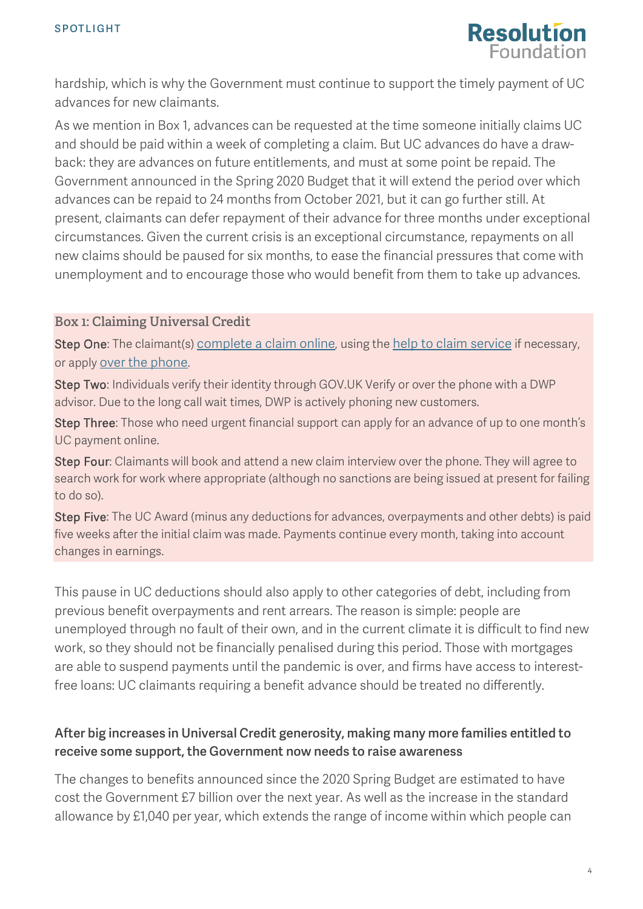hardship, which is why the Government must continue to support the timely payment of UC advances for new claimants.

As we mention in Box 1, advances can be requested at the time someone initially claims UC and should be paid within a week of completing a claim. But UC advances do have a draw-back: they are advances on future entitlements, and must at some point be repaid. The Government announced in the Spring 2020 Budget that it will extend the period over which advances can be repaid to 24 months from October 2021, but it can go further still. At present, claimants can defer repayment of their advance for three months under exceptional circumstances. Given the current crisis is an exceptional circumstance, repayments on all new claims should be paused for six months, to ease the financial pressures that come with unemployment and to encourage those who would benefit from them to take up advances.

**Box 1: Claiming Universal Credit**

Step One: The claimant(s) complete a claim online, using the help to claim service if necessary, or apply over the phone.

Step Two: Individuals verify their identity through GOV.UK Verify or over the phone with a DWP advisor. Due to the long call wait times, DWP is actively phoning new customers.

Step Three: Those who need urgent financial support can apply for an advance of up to one month's UC payment online.

Step Four: Claimants will book and attend a new claim interview over the phone. They will agree to search work for work where appropriate (although no sanctions are being issued at present for failing to do so).

Step Five: The UC Award (minus any deductions for advances, overpayments and other debts) is paid five weeks after the initial claim was made. Payments continue every month, taking into account changes in earnings.

This pause in UC deductions should also apply to other categories of debt, including from previous benefit overpayments and rent arrears. The reason is simple: people are unemployed through no fault of their own, and in the current climate it is difficult to find new work, so they should not be financially penalised during this period. Those with mortgages are able to suspend payments until the pandemic is over, and firms have access to interest-free loans: UC claimants requiring a benefit advance should be treated no differently.

### After big increases in Universal Credit generosity, making many more families entitled to receive some support, the Government now needs to raise awareness

The changes to benefits announced since the 2020 Spring Budget are estimated to have cost the Government £7 billion over the next year. As well as the increase in the standard allowance by £1,040 per year, which extends the range of income within which people can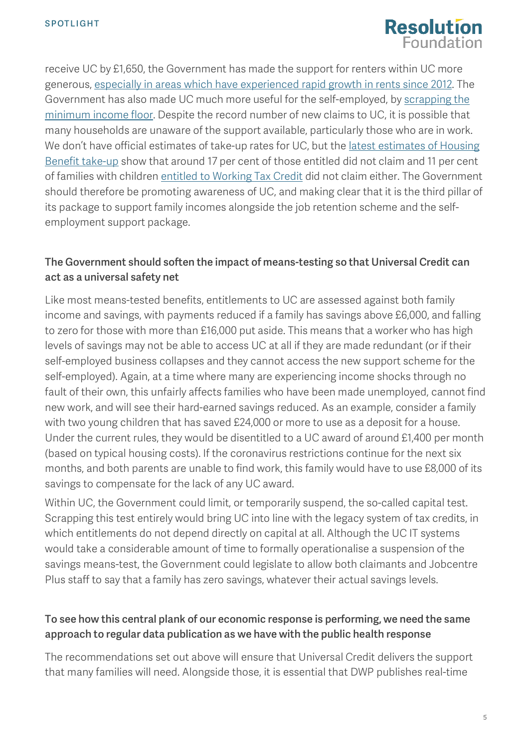receive UC by £1,650, the Government has made the support for renters within UC more generous, especially in areas which have experienced rapid growth in rents since 2012. The Government has also made UC much more useful for the self-employed, by scrapping the minimum income floor. Despite the record number of new claims to UC, it is possible that many households are unaware of the support available, particularly those who are in work. We don't have official estimates of take-up rates for UC, but the latest estimates of Housing Benefit take-up show that around 17 per cent of those entitled did not claim and 11 per cent of families with children entitled to Working Tax Credit did not claim either. The Government should therefore be promoting awareness of UC, and making clear that it is the third pillar of its package to support family incomes alongside the job retention scheme and the self-employment support package.

### The Government should soften the impact of means-testing so that Universal Credit can act as a universal safety net

Like most means-tested benefits, entitlements to UC are assessed against both family income and savings, with payments reduced if a family has savings above £6,000, and falling to zero for those with more than £16,000 put aside. This means that a worker who has high levels of savings may not be able to access UC at all if they are made redundant (or if their self-employed business collapses and they cannot access the new support scheme for the self-employed). Again, at a time where many are experiencing income shocks through no fault of their own, this unfairly affects families who have been made unemployed, cannot find new work, and will see their hard-earned savings reduced. As an example, consider a family with two young children that has saved £24,000 or more to use as a deposit for a house. Under the current rules, they would be disentitled to a UC award of around £1,400 per month (based on typical housing costs). If the coronavirus restrictions continue for the next six months, and both parents are unable to find work, this family would have to use £8,000 of its savings to compensate for the lack of any UC award.

Within UC, the Government could limit, or temporarily suspend, the so-called capital test. Scrapping this test entirely would bring UC into line with the legacy system of tax credits, in which entitlements do not depend directly on capital at all. Although the UC IT systems would take a considerable amount of time to formally operationalise a suspension of the savings means-test, the Government could legislate to allow both claimants and Jobcentre Plus staff to say that a family has zero savings, whatever their actual savings levels.

### To see how this central plank of our economic response is performing, we need the same approach to regular data publication as we have with the public health response

The recommendations set out above will ensure that Universal Credit delivers the support that many families will need. Alongside those, it is essential that DWP publishes real-time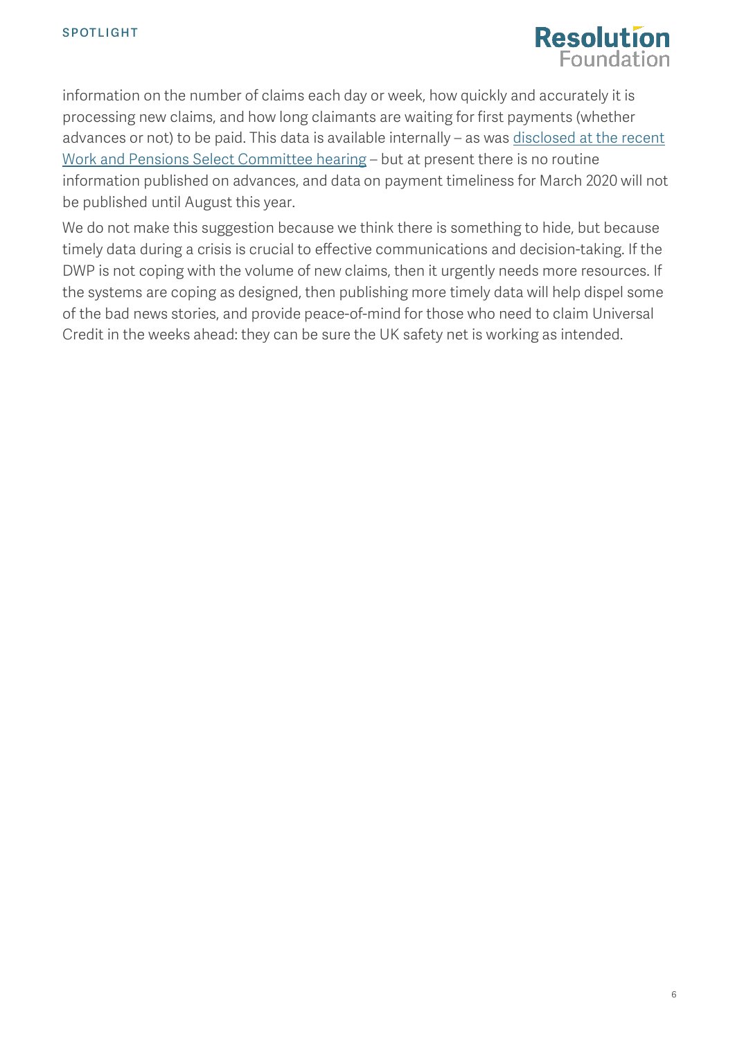information on the number of claims each day or week, how quickly and accurately it is processing new claims, and how long claimants are waiting for first payments (whether advances or not) to be paid. This data is available internally – as was disclosed at the recent Work and Pensions Select Committee hearing – but at present there is no routine information published on advances, and data on payment timeliness for March 2020 will not be published until August this year.

We do not make this suggestion because we think there is something to hide, but because timely data during a crisis is crucial to effective communications and decision-taking. If the DWP is not coping with the volume of new claims, then it urgently needs more resources. If the systems are coping as designed, then publishing more timely data will help dispel some of the bad news stories, and provide peace-of-mind for those who need to claim Universal Credit in the weeks ahead: they can be sure the UK safety net is working as intended.